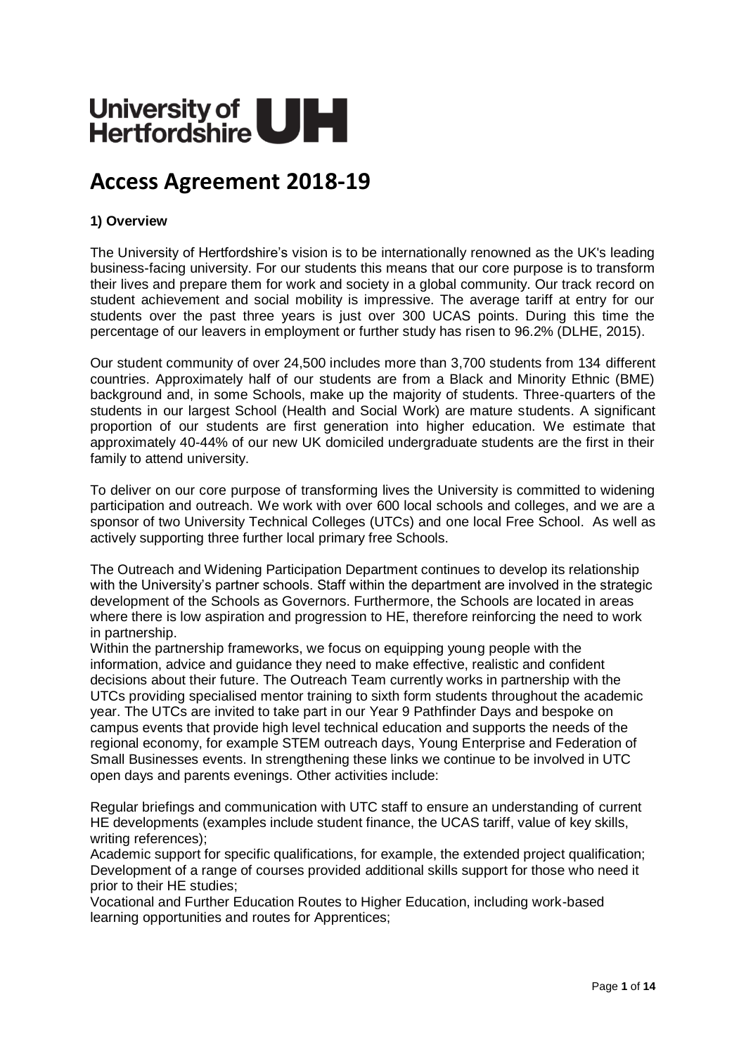University of Hertfordshire UH

# Access Agreement 2018-19

### 1) Overview

The University of Hertfordshire's vision is to be internationally renowned as the UK's leading business-facing university. For our students this means that our core purpose is to transform their lives and prepare them for work and society in a global community. Our track record on student achievement and social mobility is impressive. The average tariff at entry for our students over the past three years is just over 300 UCAS points. During this time the percentage of our leavers in employment or further study has risen to 96.2% (DLHE, 2015).

Our student community of over 24,500 includes more than 3,700 students from 134 different countries. Approximately half of our students are from a Black and Minority Ethnic (BME) background and, in some Schools, make up the majority of students. Three-quarters of the students in our largest School (Health and Social Work) are mature students. A significant proportion of our students are first generation into higher education. We estimate that approximately 40-44% of our new UK domiciled undergraduate students are the first in their family to attend university.

To deliver on our core purpose of transforming lives the University is committed to widening participation and outreach. We work with over 600 local schools and colleges, and we are a sponsor of two University Technical Colleges (UTCs) and one local Free School. As well as actively supporting three further local primary free Schools.

The Outreach and Widening Participation Department continues to develop its relationship with the University's partner schools. Staff within the department are involved in the strategic development of the Schools as Governors. Furthermore, the Schools are located in areas where there is low aspiration and progression to HE, therefore reinforcing the need to work in partnership.

Within the partnership frameworks, we focus on equipping young people with the information, advice and guidance they need to make effective, realistic and confident decisions about their future. The Outreach Team currently works in partnership with the UTCs providing specialised mentor training to sixth form students throughout the academic year. The UTCs are invited to take part in our Year 9 Pathfinder Days and bespoke on campus events that provide high level technical education and supports the needs of the regional economy, for example STEM outreach days, Young Enterprise and Federation of Small Businesses events. In strengthening these links we continue to be involved in UTC open days and parents evenings. Other activities include:

Regular briefings and communication with UTC staff to ensure an understanding of current HE developments (examples include student finance, the UCAS tariff, value of key skills, writing references);

Academic support for specific qualifications, for example, the extended project qualification;

Development of a range of courses provided additional skills support for those who need it prior to their HE studies;

Vocational and Further Education Routes to Higher Education, including work-based learning opportunities and routes for Apprentices;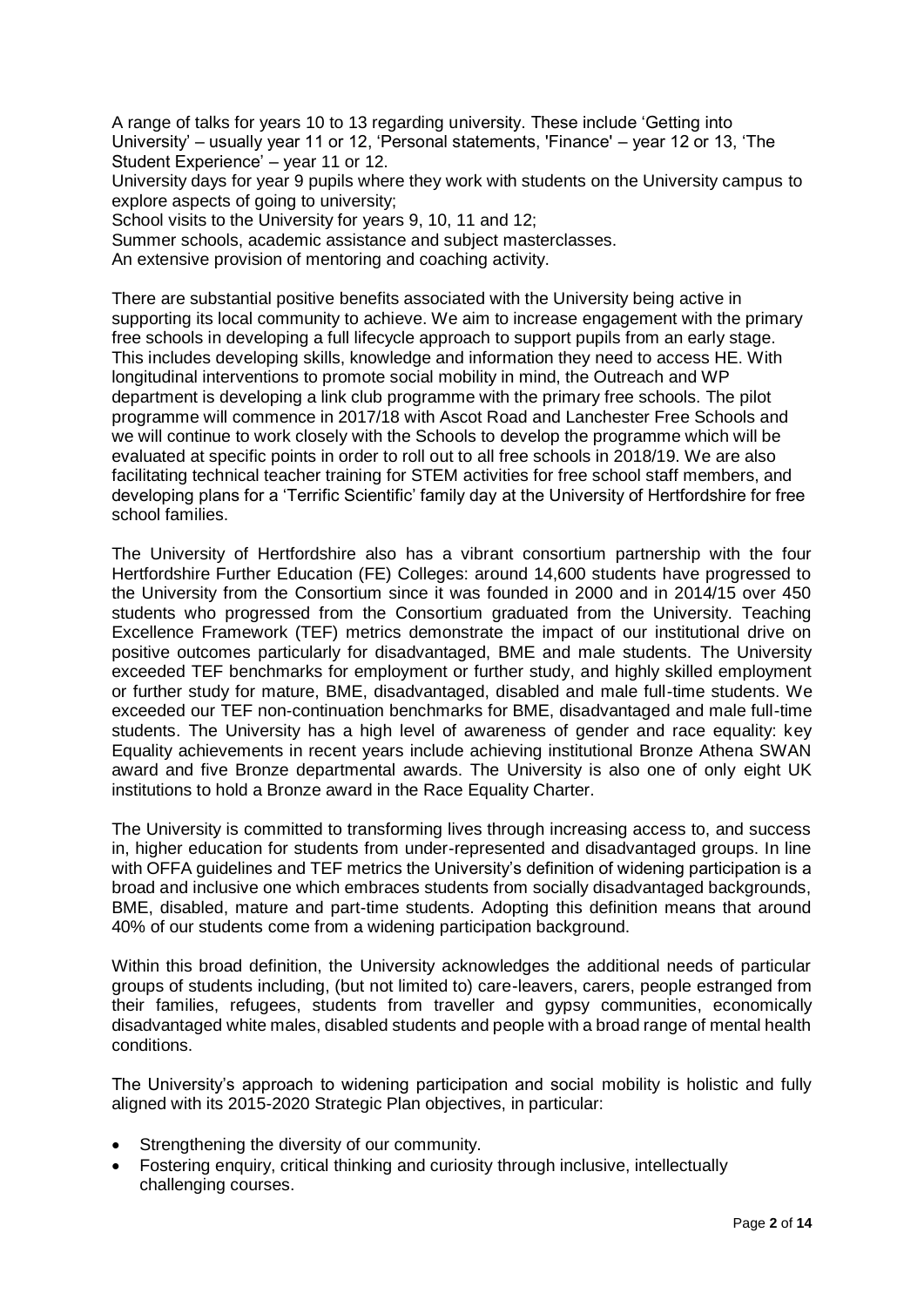A range of talks for years 10 to 13 regarding university. These include 'Getting into University' – usually year 11 or 12, 'Personal statements, 'Finance' – year 12 or 13, 'The Student Experience' – year 11 or 12.
University days for year 9 pupils where they work with students on the University campus to explore aspects of going to university;
School visits to the University for years 9, 10, 11 and 12;
Summer schools, academic assistance and subject masterclasses.
An extensive provision of mentoring and coaching activity.

There are substantial positive benefits associated with the University being active in supporting its local community to achieve. We aim to increase engagement with the primary free schools in developing a full lifecycle approach to support pupils from an early stage. This includes developing skills, knowledge and information they need to access HE. With longitudinal interventions to promote social mobility in mind, the Outreach and WP department is developing a link club programme with the primary free schools. The pilot programme will commence in 2017/18 with Ascot Road and Lanchester Free Schools and we will continue to work closely with the Schools to develop the programme which will be evaluated at specific points in order to roll out to all free schools in 2018/19. We are also facilitating technical teacher training for STEM activities for free school staff members, and developing plans for a 'Terrific Scientific' family day at the University of Hertfordshire for free school families.

The University of Hertfordshire also has a vibrant consortium partnership with the four Hertfordshire Further Education (FE) Colleges: around 14,600 students have progressed to the University from the Consortium since it was founded in 2000 and in 2014/15 over 450 students who progressed from the Consortium graduated from the University. Teaching Excellence Framework (TEF) metrics demonstrate the impact of our institutional drive on positive outcomes particularly for disadvantaged, BME and male students. The University exceeded TEF benchmarks for employment or further study, and highly skilled employment or further study for mature, BME, disadvantaged, disabled and male full-time students. We exceeded our TEF non-continuation benchmarks for BME, disadvantaged and male full-time students. The University has a high level of awareness of gender and race equality: key Equality achievements in recent years include achieving institutional Bronze Athena SWAN award and five Bronze departmental awards. The University is also one of only eight UK institutions to hold a Bronze award in the Race Equality Charter.

The University is committed to transforming lives through increasing access to, and success in, higher education for students from under-represented and disadvantaged groups. In line with OFFA guidelines and TEF metrics the University's definition of widening participation is a broad and inclusive one which embraces students from socially disadvantaged backgrounds, BME, disabled, mature and part-time students. Adopting this definition means that around 40% of our students come from a widening participation background.

Within this broad definition, the University acknowledges the additional needs of particular groups of students including, (but not limited to) care-leavers, carers, people estranged from their families, refugees, students from traveller and gypsy communities, economically disadvantaged white males, disabled students and people with a broad range of mental health conditions.

The University's approach to widening participation and social mobility is holistic and fully aligned with its 2015-2020 Strategic Plan objectives, in particular:

- Strengthening the diversity of our community.
- Fostering enquiry, critical thinking and curiosity through inclusive, intellectually challenging courses.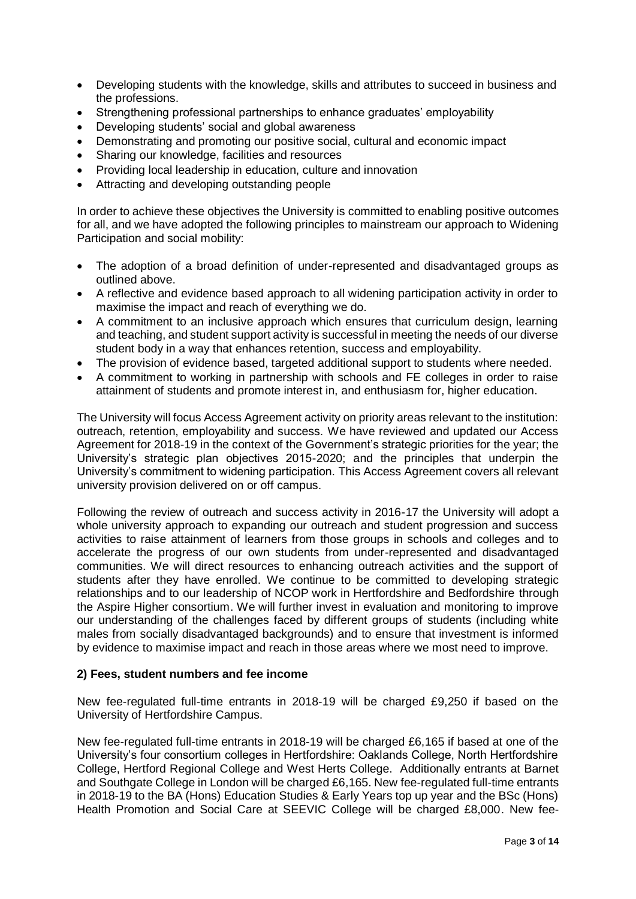- Developing students with the knowledge, skills and attributes to succeed in business and the professions.
- Strengthening professional partnerships to enhance graduates' employability
- Developing students' social and global awareness
- Demonstrating and promoting our positive social, cultural and economic impact
- Sharing our knowledge, facilities and resources
- Providing local leadership in education, culture and innovation
- Attracting and developing outstanding people

In order to achieve these objectives the University is committed to enabling positive outcomes for all, and we have adopted the following principles to mainstream our approach to Widening Participation and social mobility:

- The adoption of a broad definition of under-represented and disadvantaged groups as outlined above.
- A reflective and evidence based approach to all widening participation activity in order to maximise the impact and reach of everything we do.
- A commitment to an inclusive approach which ensures that curriculum design, learning and teaching, and student support activity is successful in meeting the needs of our diverse student body in a way that enhances retention, success and employability.
- The provision of evidence based, targeted additional support to students where needed.
- A commitment to working in partnership with schools and FE colleges in order to raise attainment of students and promote interest in, and enthusiasm for, higher education.

The University will focus Access Agreement activity on priority areas relevant to the institution: outreach, retention, employability and success. We have reviewed and updated our Access Agreement for 2018-19 in the context of the Government's strategic priorities for the year; the University's strategic plan objectives 2015-2020; and the principles that underpin the University's commitment to widening participation. This Access Agreement covers all relevant university provision delivered on or off campus.

Following the review of outreach and success activity in 2016-17 the University will adopt a whole university approach to expanding our outreach and student progression and success activities to raise attainment of learners from those groups in schools and colleges and to accelerate the progress of our own students from under-represented and disadvantaged communities. We will direct resources to enhancing outreach activities and the support of students after they have enrolled. We continue to be committed to developing strategic relationships and to our leadership of NCOP work in Hertfordshire and Bedfordshire through the Aspire Higher consortium. We will further invest in evaluation and monitoring to improve our understanding of the challenges faced by different groups of students (including white males from socially disadvantaged backgrounds) and to ensure that investment is informed by evidence to maximise impact and reach in those areas where we most need to improve.

## 2) Fees, student numbers and fee income

New fee-regulated full-time entrants in 2018-19 will be charged £9,250 if based on the University of Hertfordshire Campus.

New fee-regulated full-time entrants in 2018-19 will be charged £6,165 if based at one of the University's four consortium colleges in Hertfordshire: Oaklands College, North Hertfordshire College, Hertford Regional College and West Herts College. Additionally entrants at Barnet and Southgate College in London will be charged £6,165. New fee-regulated full-time entrants in 2018-19 to the BA (Hons) Education Studies & Early Years top up year and the BSc (Hons) Health Promotion and Social Care at SEEVIC College will be charged £8,000. New fee-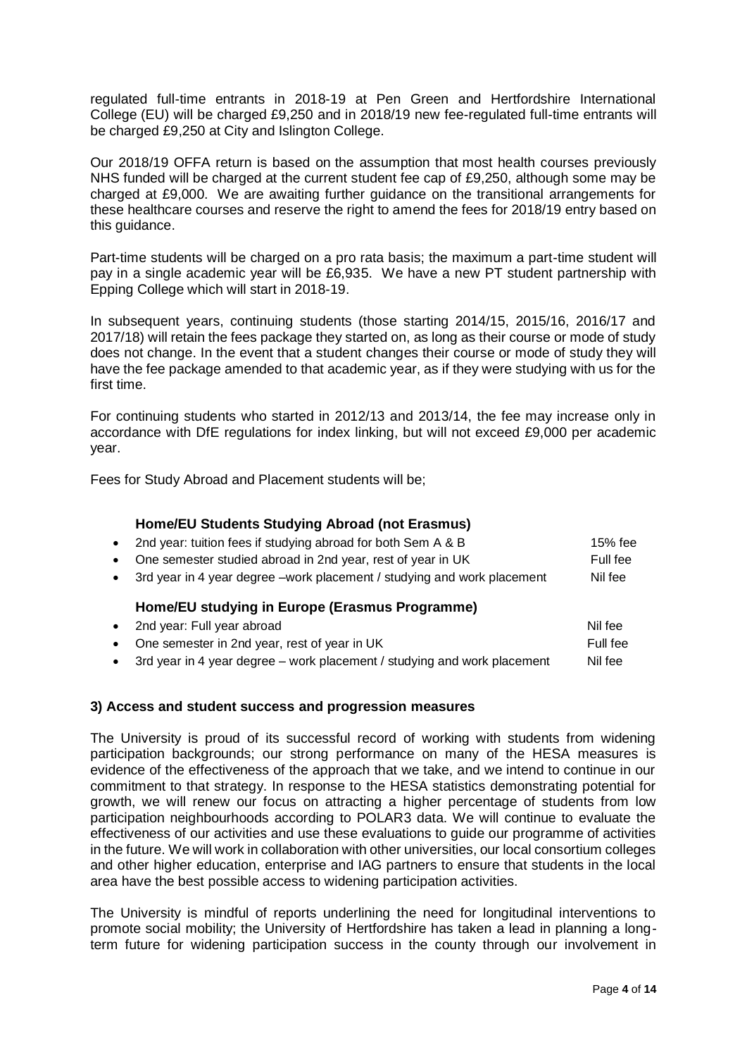regulated full-time entrants in 2018-19 at Pen Green and Hertfordshire International College (EU) will be charged £9,250 and in 2018/19 new fee-regulated full-time entrants will be charged £9,250 at City and Islington College.

Our 2018/19 OFFA return is based on the assumption that most health courses previously NHS funded will be charged at the current student fee cap of £9,250, although some may be charged at £9,000. We are awaiting further guidance on the transitional arrangements for these healthcare courses and reserve the right to amend the fees for 2018/19 entry based on this guidance.

Part-time students will be charged on a pro rata basis; the maximum a part-time student will pay in a single academic year will be £6,935. We have a new PT student partnership with Epping College which will start in 2018-19.

In subsequent years, continuing students (those starting 2014/15, 2015/16, 2016/17 and 2017/18) will retain the fees package they started on, as long as their course or mode of study does not change. In the event that a student changes their course or mode of study they will have the fee package amended to that academic year, as if they were studying with us for the first time.

For continuing students who started in 2012/13 and 2013/14, the fee may increase only in accordance with DfE regulations for index linking, but will not exceed £9,000 per academic year.

Fees for Study Abroad and Placement students will be;

**Home/EU Students Studying Abroad (not Erasmus)**

- 2nd year: tuition fees if studying abroad for both Sem A & B — 15% fee
- One semester studied abroad in 2nd year, rest of year in UK — Full fee
- 3rd year in 4 year degree –work placement / studying and work placement — Nil fee

**Home/EU studying in Europe (Erasmus Programme)**

- 2nd year: Full year abroad — Nil fee
- One semester in 2nd year, rest of year in UK — Full fee
- 3rd year in 4 year degree – work placement / studying and work placement — Nil fee

### 3) Access and student success and progression measures

The University is proud of its successful record of working with students from widening participation backgrounds; our strong performance on many of the HESA measures is evidence of the effectiveness of the approach that we take, and we intend to continue in our commitment to that strategy. In response to the HESA statistics demonstrating potential for growth, we will renew our focus on attracting a higher percentage of students from low participation neighbourhoods according to POLAR3 data. We will continue to evaluate the effectiveness of our activities and use these evaluations to guide our programme of activities in the future. We will work in collaboration with other universities, our local consortium colleges and other higher education, enterprise and IAG partners to ensure that students in the local area have the best possible access to widening participation activities.

The University is mindful of reports underlining the need for longitudinal interventions to promote social mobility; the University of Hertfordshire has taken a lead in planning a long-term future for widening participation success in the county through our involvement in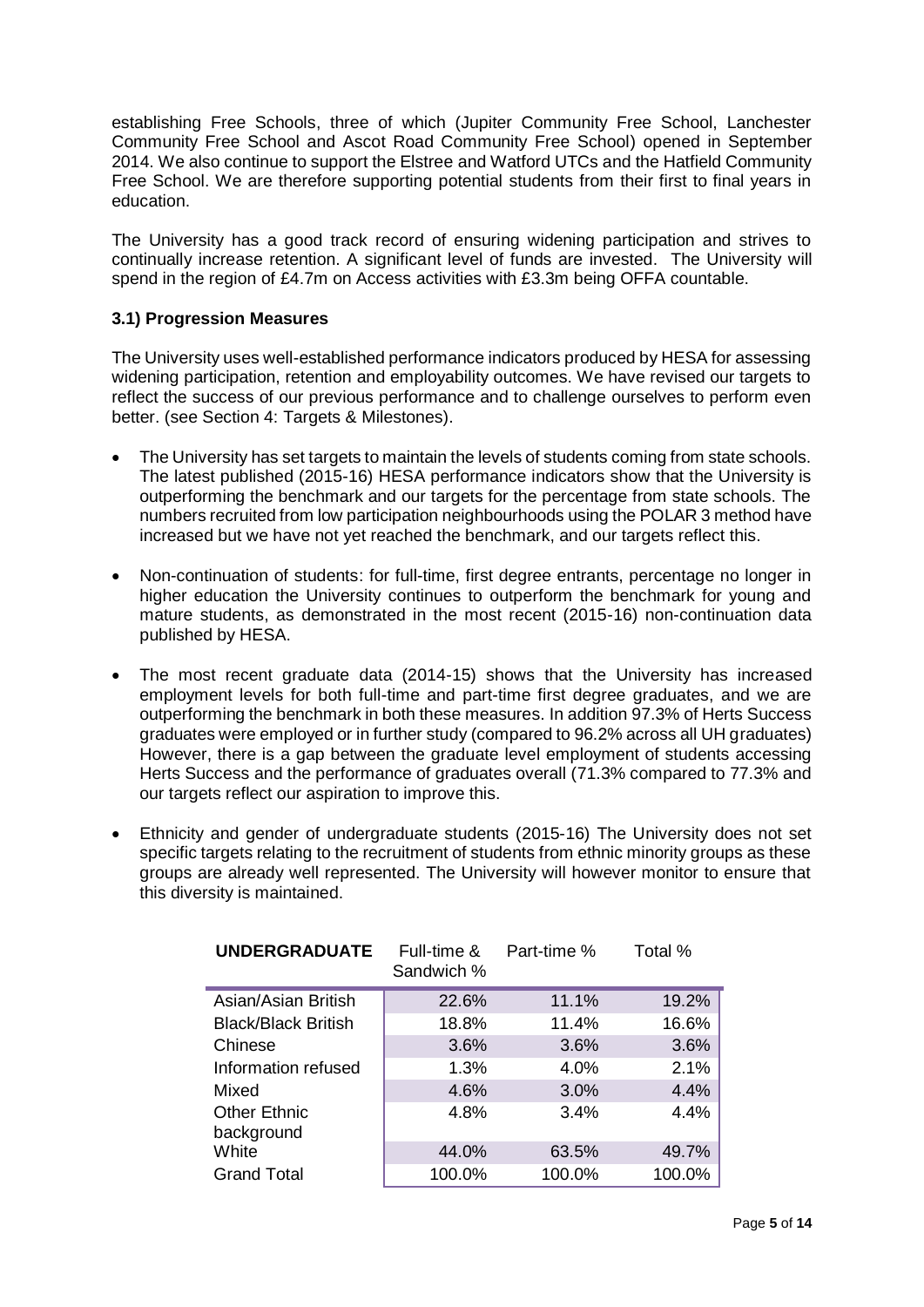establishing Free Schools, three of which (Jupiter Community Free School, Lanchester Community Free School and Ascot Road Community Free School) opened in September 2014. We also continue to support the Elstree and Watford UTCs and the Hatfield Community Free School. We are therefore supporting potential students from their first to final years in education.

The University has a good track record of ensuring widening participation and strives to continually increase retention. A significant level of funds are invested. The University will spend in the region of £4.7m on Access activities with £3.3m being OFFA countable.

### 3.1) Progression Measures

The University uses well-established performance indicators produced by HESA for assessing widening participation, retention and employability outcomes. We have revised our targets to reflect the success of our previous performance and to challenge ourselves to perform even better. (see Section 4: Targets & Milestones).

- The University has set targets to maintain the levels of students coming from state schools. The latest published (2015-16) HESA performance indicators show that the University is outperforming the benchmark and our targets for the percentage from state schools. The numbers recruited from low participation neighbourhoods using the POLAR 3 method have increased but we have not yet reached the benchmark, and our targets reflect this.

- Non-continuation of students: for full-time, first degree entrants, percentage no longer in higher education the University continues to outperform the benchmark for young and mature students, as demonstrated in the most recent (2015-16) non-continuation data published by HESA.

- The most recent graduate data (2014-15) shows that the University has increased employment levels for both full-time and part-time first degree graduates, and we are outperforming the benchmark in both these measures. In addition 97.3% of Herts Success graduates were employed or in further study (compared to 96.2% across all UH graduates) However, there is a gap between the graduate level employment of students accessing Herts Success and the performance of graduates overall (71.3% compared to 77.3% and our targets reflect our aspiration to improve this.

- Ethnicity and gender of undergraduate students (2015-16) The University does not set specific targets relating to the recruitment of students from ethnic minority groups as these groups are already well represented. The University will however monitor to ensure that this diversity is maintained.

| **UNDERGRADUATE** | Full-time & Sandwich % | Part-time % | Total % |
|---|---|---|---|
| Asian/Asian British | 22.6% | 11.1% | 19.2% |
| Black/Black British | 18.8% | 11.4% | 16.6% |
| Chinese | 3.6% | 3.6% | 3.6% |
| Information refused | 1.3% | 4.0% | 2.1% |
| Mixed | 4.6% | 3.0% | 4.4% |
| Other Ethnic background | 4.8% | 3.4% | 4.4% |
| White | 44.0% | 63.5% | 49.7% |
| Grand Total | 100.0% | 100.0% | 100.0% |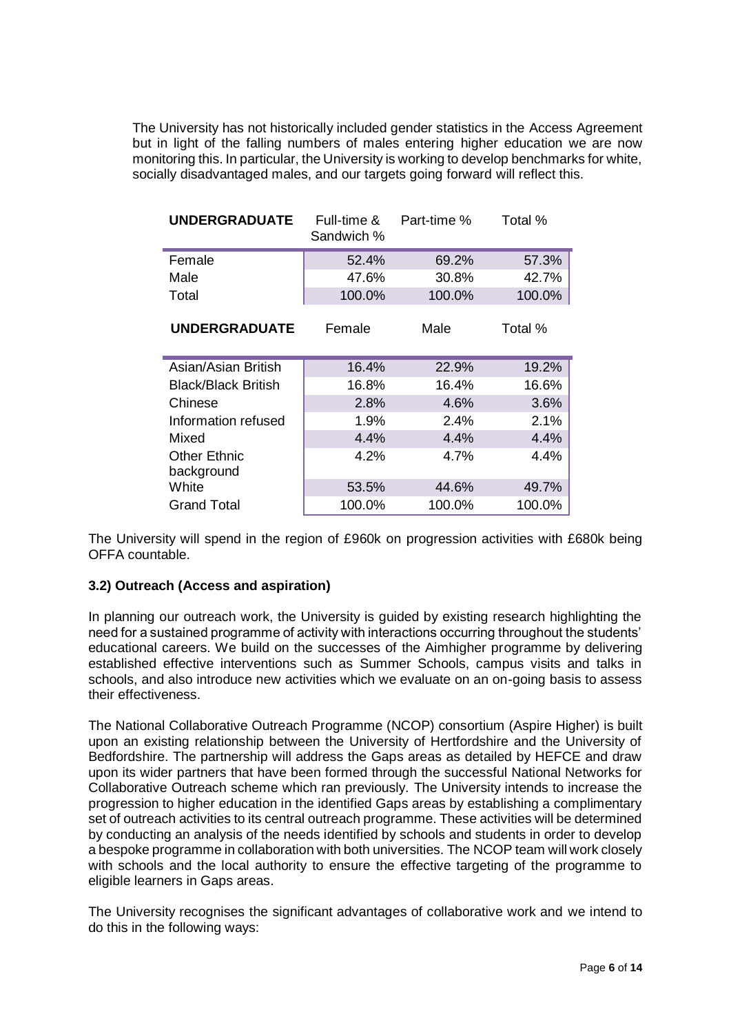The University has not historically included gender statistics in the Access Agreement but in light of the falling numbers of males entering higher education we are now monitoring this. In particular, the University is working to develop benchmarks for white, socially disadvantaged males, and our targets going forward will reflect this.

| UNDERGRADUATE | Full-time & Sandwich % | Part-time % | Total % |
|---|---|---|---|
| Female | 52.4% | 69.2% | 57.3% |
| Male | 47.6% | 30.8% | 42.7% |
| Total | 100.0% | 100.0% | 100.0% |

| UNDERGRADUATE | Female | Male | Total % |
|---|---|---|---|
| Asian/Asian British | 16.4% | 22.9% | 19.2% |
| Black/Black British | 16.8% | 16.4% | 16.6% |
| Chinese | 2.8% | 4.6% | 3.6% |
| Information refused | 1.9% | 2.4% | 2.1% |
| Mixed | 4.4% | 4.4% | 4.4% |
| Other Ethnic background | 4.2% | 4.7% | 4.4% |
| White | 53.5% | 44.6% | 49.7% |
| Grand Total | 100.0% | 100.0% | 100.0% |

The University will spend in the region of £960k on progression activities with £680k being OFFA countable.

### 3.2) Outreach (Access and aspiration)

In planning our outreach work, the University is guided by existing research highlighting the need for a sustained programme of activity with interactions occurring throughout the students' educational careers. We build on the successes of the Aimhigher programme by delivering established effective interventions such as Summer Schools, campus visits and talks in schools, and also introduce new activities which we evaluate on an on-going basis to assess their effectiveness.

The National Collaborative Outreach Programme (NCOP) consortium (Aspire Higher) is built upon an existing relationship between the University of Hertfordshire and the University of Bedfordshire. The partnership will address the Gaps areas as detailed by HEFCE and draw upon its wider partners that have been formed through the successful National Networks for Collaborative Outreach scheme which ran previously. The University intends to increase the progression to higher education in the identified Gaps areas by establishing a complimentary set of outreach activities to its central outreach programme. These activities will be determined by conducting an analysis of the needs identified by schools and students in order to develop a bespoke programme in collaboration with both universities. The NCOP team will work closely with schools and the local authority to ensure the effective targeting of the programme to eligible learners in Gaps areas.

The University recognises the significant advantages of collaborative work and we intend to do this in the following ways: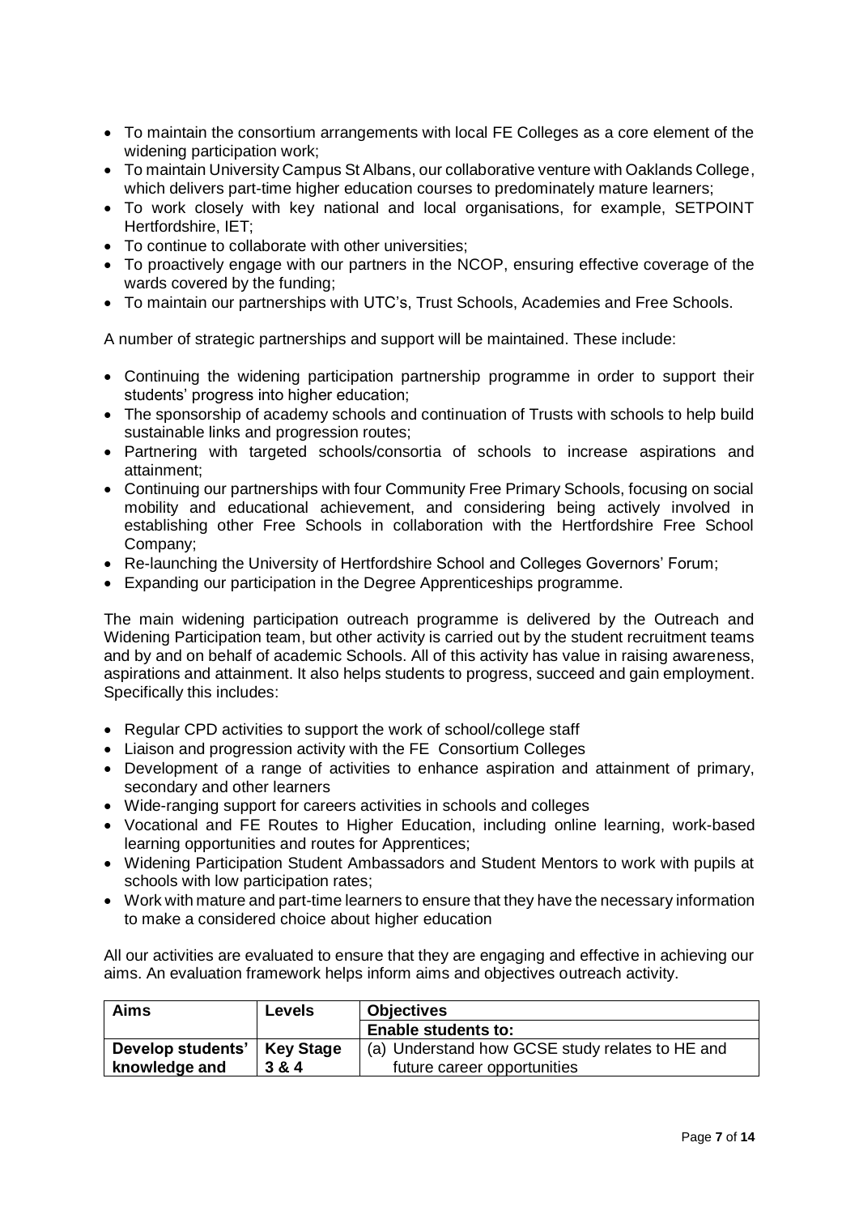- To maintain the consortium arrangements with local FE Colleges as a core element of the widening participation work;
- To maintain University Campus St Albans, our collaborative venture with Oaklands College, which delivers part-time higher education courses to predominately mature learners;
- To work closely with key national and local organisations, for example, SETPOINT Hertfordshire, IET;
- To continue to collaborate with other universities;
- To proactively engage with our partners in the NCOP, ensuring effective coverage of the wards covered by the funding;
- To maintain our partnerships with UTC's, Trust Schools, Academies and Free Schools.

A number of strategic partnerships and support will be maintained. These include:

- Continuing the widening participation partnership programme in order to support their students' progress into higher education;
- The sponsorship of academy schools and continuation of Trusts with schools to help build sustainable links and progression routes;
- Partnering with targeted schools/consortia of schools to increase aspirations and attainment;
- Continuing our partnerships with four Community Free Primary Schools, focusing on social mobility and educational achievement, and considering being actively involved in establishing other Free Schools in collaboration with the Hertfordshire Free School Company;
- Re-launching the University of Hertfordshire School and Colleges Governors' Forum;
- Expanding our participation in the Degree Apprenticeships programme.

The main widening participation outreach programme is delivered by the Outreach and Widening Participation team, but other activity is carried out by the student recruitment teams and by and on behalf of academic Schools. All of this activity has value in raising awareness, aspirations and attainment. It also helps students to progress, succeed and gain employment. Specifically this includes:

- Regular CPD activities to support the work of school/college staff
- Liaison and progression activity with the FE Consortium Colleges
- Development of a range of activities to enhance aspiration and attainment of primary, secondary and other learners
- Wide-ranging support for careers activities in schools and colleges
- Vocational and FE Routes to Higher Education, including online learning, work-based learning opportunities and routes for Apprentices;
- Widening Participation Student Ambassadors and Student Mentors to work with pupils at schools with low participation rates;
- Work with mature and part-time learners to ensure that they have the necessary information to make a considered choice about higher education

All our activities are evaluated to ensure that they are engaging and effective in achieving our aims. An evaluation framework helps inform aims and objectives outreach activity.

| Aims | Levels | Objectives |
|---|---|---|
| | | **Enable students to:** |
| **Develop students' knowledge and** | **Key Stage 3 & 4** | (a) Understand how GCSE study relates to HE and future career opportunities |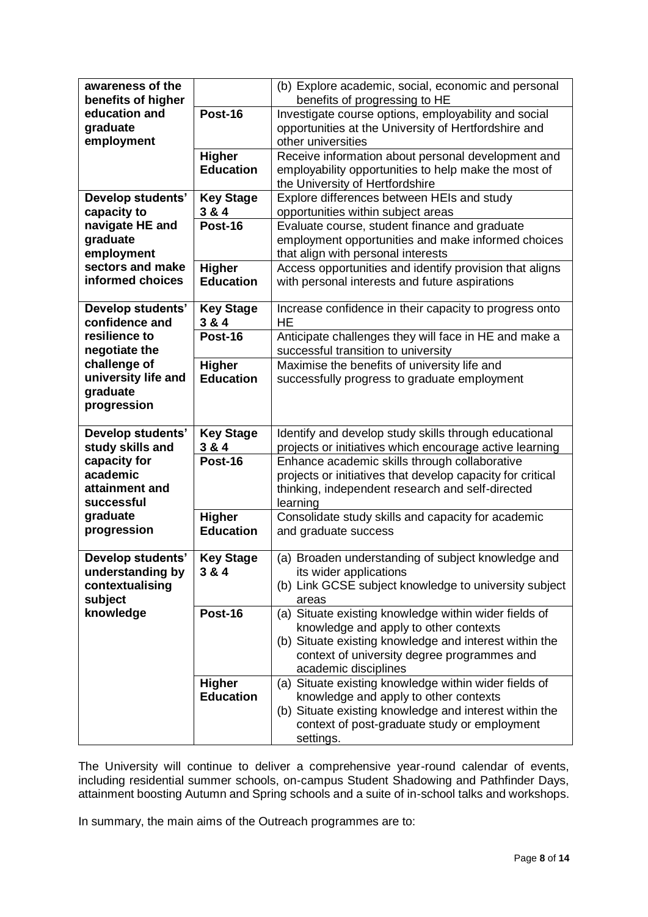| | | |
|---|---|---|
| **awareness of the benefits of higher education and graduate employment** | | (b) Explore academic, social, economic and personal benefits of progressing to HE |
| | **Post-16** | Investigate course options, employability and social opportunities at the University of Hertfordshire and other universities |
| | **Higher Education** | Receive information about personal development and employability opportunities to help make the most of the University of Hertfordshire |
| **Develop students' capacity to navigate HE and graduate employment sectors and make informed choices** | **Key Stage 3 & 4** | Explore differences between HEIs and study opportunities within subject areas |
| | **Post-16** | Evaluate course, student finance and graduate employment opportunities and make informed choices that align with personal interests |
| | **Higher Education** | Access opportunities and identify provision that aligns with personal interests and future aspirations |
| **Develop students' confidence and resilience to negotiate the challenge of university life and graduate progression** | **Key Stage 3 & 4** | Increase confidence in their capacity to progress onto HE |
| | **Post-16** | Anticipate challenges they will face in HE and make a successful transition to university |
| | **Higher Education** | Maximise the benefits of university life and successfully progress to graduate employment |
| **Develop students' study skills and capacity for academic attainment and successful graduate progression** | **Key Stage 3 & 4** | Identify and develop study skills through educational projects or initiatives which encourage active learning |
| | **Post-16** | Enhance academic skills through collaborative projects or initiatives that develop capacity for critical thinking, independent research and self-directed learning |
| | **Higher Education** | Consolidate study skills and capacity for academic and graduate success |
| **Develop students' understanding by contextualising subject knowledge** | **Key Stage 3 & 4** | (a) Broaden understanding of subject knowledge and its wider applications<br>(b) Link GCSE subject knowledge to university subject areas |
| | **Post-16** | (a) Situate existing knowledge within wider fields of knowledge and apply to other contexts<br>(b) Situate existing knowledge and interest within the context of university degree programmes and academic disciplines |
| | **Higher Education** | (a) Situate existing knowledge within wider fields of knowledge and apply to other contexts<br>(b) Situate existing knowledge and interest within the context of post-graduate study or employment settings. |

The University will continue to deliver a comprehensive year-round calendar of events, including residential summer schools, on-campus Student Shadowing and Pathfinder Days, attainment boosting Autumn and Spring schools and a suite of in-school talks and workshops.

In summary, the main aims of the Outreach programmes are to: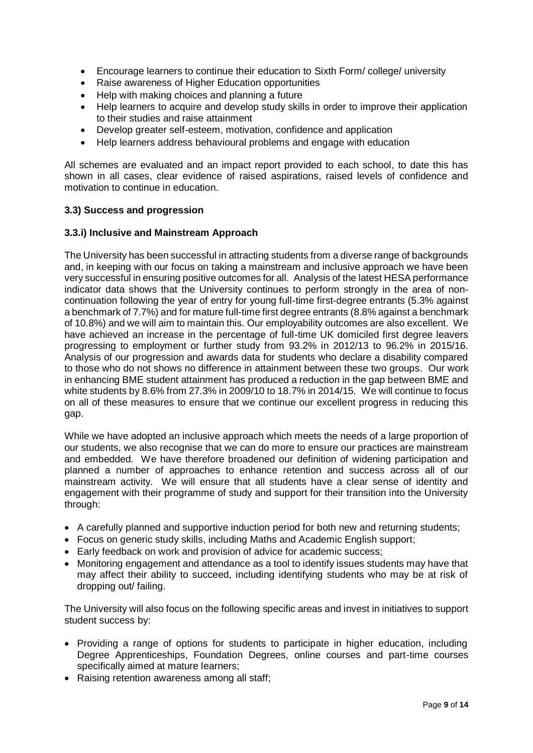- Encourage learners to continue their education to Sixth Form/ college/ university
- Raise awareness of Higher Education opportunities
- Help with making choices and planning a future
- Help learners to acquire and develop study skills in order to improve their application to their studies and raise attainment
- Develop greater self-esteem, motivation, confidence and application
- Help learners address behavioural problems and engage with education

All schemes are evaluated and an impact report provided to each school, to date this has shown in all cases, clear evidence of raised aspirations, raised levels of confidence and motivation to continue in education.

### 3.3) Success and progression

#### 3.3.i) Inclusive and Mainstream Approach

The University has been successful in attracting students from a diverse range of backgrounds and, in keeping with our focus on taking a mainstream and inclusive approach we have been very successful in ensuring positive outcomes for all. Analysis of the latest HESA performance indicator data shows that the University continues to perform strongly in the area of non-continuation following the year of entry for young full-time first-degree entrants (5.3% against a benchmark of 7.7%) and for mature full-time first degree entrants (8.8% against a benchmark of 10.8%) and we will aim to maintain this. Our employability outcomes are also excellent. We have achieved an increase in the percentage of full-time UK domiciled first degree leavers progressing to employment or further study from 93.2% in 2012/13 to 96.2% in 2015/16. Analysis of our progression and awards data for students who declare a disability compared to those who do not shows no difference in attainment between these two groups. Our work in enhancing BME student attainment has produced a reduction in the gap between BME and white students by 8.6% from 27.3% in 2009/10 to 18.7% in 2014/15. We will continue to focus on all of these measures to ensure that we continue our excellent progress in reducing this gap.

While we have adopted an inclusive approach which meets the needs of a large proportion of our students, we also recognise that we can do more to ensure our practices are mainstream and embedded. We have therefore broadened our definition of widening participation and planned a number of approaches to enhance retention and success across all of our mainstream activity. We will ensure that all students have a clear sense of identity and engagement with their programme of study and support for their transition into the University through:

- A carefully planned and supportive induction period for both new and returning students;
- Focus on generic study skills, including Maths and Academic English support;
- Early feedback on work and provision of advice for academic success;
- Monitoring engagement and attendance as a tool to identify issues students may have that may affect their ability to succeed, including identifying students who may be at risk of dropping out/ failing.

The University will also focus on the following specific areas and invest in initiatives to support student success by:

- Providing a range of options for students to participate in higher education, including Degree Apprenticeships, Foundation Degrees, online courses and part-time courses specifically aimed at mature learners;
- Raising retention awareness among all staff;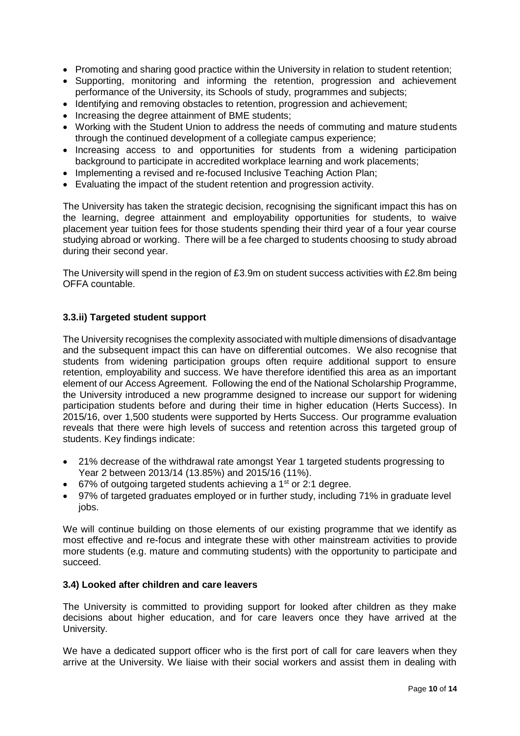- Promoting and sharing good practice within the University in relation to student retention;
- Supporting, monitoring and informing the retention, progression and achievement performance of the University, its Schools of study, programmes and subjects;
- Identifying and removing obstacles to retention, progression and achievement;
- Increasing the degree attainment of BME students;
- Working with the Student Union to address the needs of commuting and mature students through the continued development of a collegiate campus experience;
- Increasing access to and opportunities for students from a widening participation background to participate in accredited workplace learning and work placements;
- Implementing a revised and re-focused Inclusive Teaching Action Plan;
- Evaluating the impact of the student retention and progression activity.

The University has taken the strategic decision, recognising the significant impact this has on the learning, degree attainment and employability opportunities for students, to waive placement year tuition fees for those students spending their third year of a four year course studying abroad or working. There will be a fee charged to students choosing to study abroad during their second year.

The University will spend in the region of £3.9m on student success activities with £2.8m being OFFA countable.

### 3.3.ii) Targeted student support

The University recognises the complexity associated with multiple dimensions of disadvantage and the subsequent impact this can have on differential outcomes. We also recognise that students from widening participation groups often require additional support to ensure retention, employability and success. We have therefore identified this area as an important element of our Access Agreement. Following the end of the National Scholarship Programme, the University introduced a new programme designed to increase our support for widening participation students before and during their time in higher education (Herts Success). In 2015/16, over 1,500 students were supported by Herts Success. Our programme evaluation reveals that there were high levels of success and retention across this targeted group of students. Key findings indicate:

- 21% decrease of the withdrawal rate amongst Year 1 targeted students progressing to Year 2 between 2013/14 (13.85%) and 2015/16 (11%).
- 67% of outgoing targeted students achieving a 1st or 2:1 degree.
- 97% of targeted graduates employed or in further study, including 71% in graduate level jobs.

We will continue building on those elements of our existing programme that we identify as most effective and re-focus and integrate these with other mainstream activities to provide more students (e.g. mature and commuting students) with the opportunity to participate and succeed.

### 3.4) Looked after children and care leavers

The University is committed to providing support for looked after children as they make decisions about higher education, and for care leavers once they have arrived at the University.

We have a dedicated support officer who is the first port of call for care leavers when they arrive at the University. We liaise with their social workers and assist them in dealing with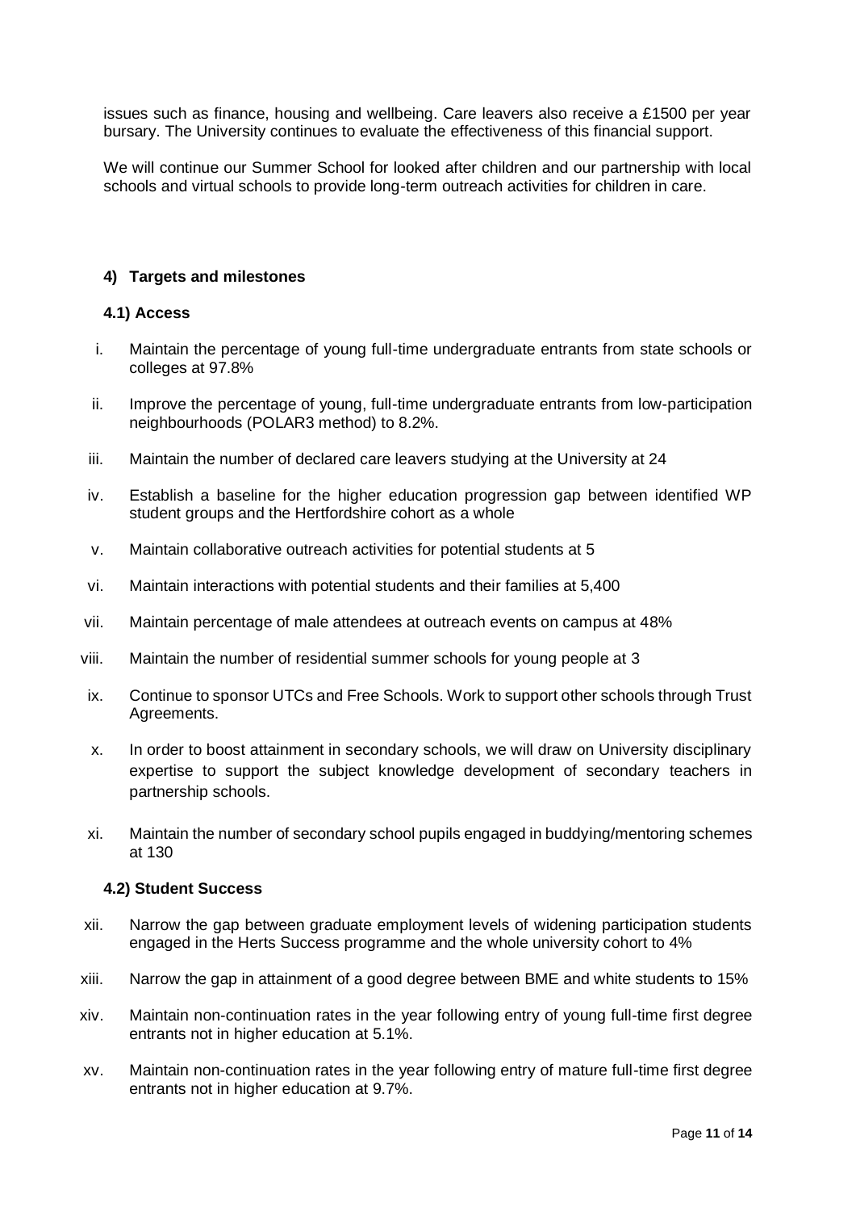issues such as finance, housing and wellbeing. Care leavers also receive a £1500 per year bursary. The University continues to evaluate the effectiveness of this financial support.

We will continue our Summer School for looked after children and our partnership with local schools and virtual schools to provide long-term outreach activities for children in care.

## 4) Targets and milestones

### 4.1) Access

i. Maintain the percentage of young full-time undergraduate entrants from state schools or colleges at 97.8%

ii. Improve the percentage of young, full-time undergraduate entrants from low-participation neighbourhoods (POLAR3 method) to 8.2%.

iii. Maintain the number of declared care leavers studying at the University at 24

iv. Establish a baseline for the higher education progression gap between identified WP student groups and the Hertfordshire cohort as a whole

v. Maintain collaborative outreach activities for potential students at 5

vi. Maintain interactions with potential students and their families at 5,400

vii. Maintain percentage of male attendees at outreach events on campus at 48%

viii. Maintain the number of residential summer schools for young people at 3

ix. Continue to sponsor UTCs and Free Schools. Work to support other schools through Trust Agreements.

x. In order to boost attainment in secondary schools, we will draw on University disciplinary expertise to support the subject knowledge development of secondary teachers in partnership schools.

xi. Maintain the number of secondary school pupils engaged in buddying/mentoring schemes at 130

### 4.2) Student Success

xii. Narrow the gap between graduate employment levels of widening participation students engaged in the Herts Success programme and the whole university cohort to 4%

xiii. Narrow the gap in attainment of a good degree between BME and white students to 15%

xiv. Maintain non-continuation rates in the year following entry of young full-time first degree entrants not in higher education at 5.1%.

xv. Maintain non-continuation rates in the year following entry of mature full-time first degree entrants not in higher education at 9.7%.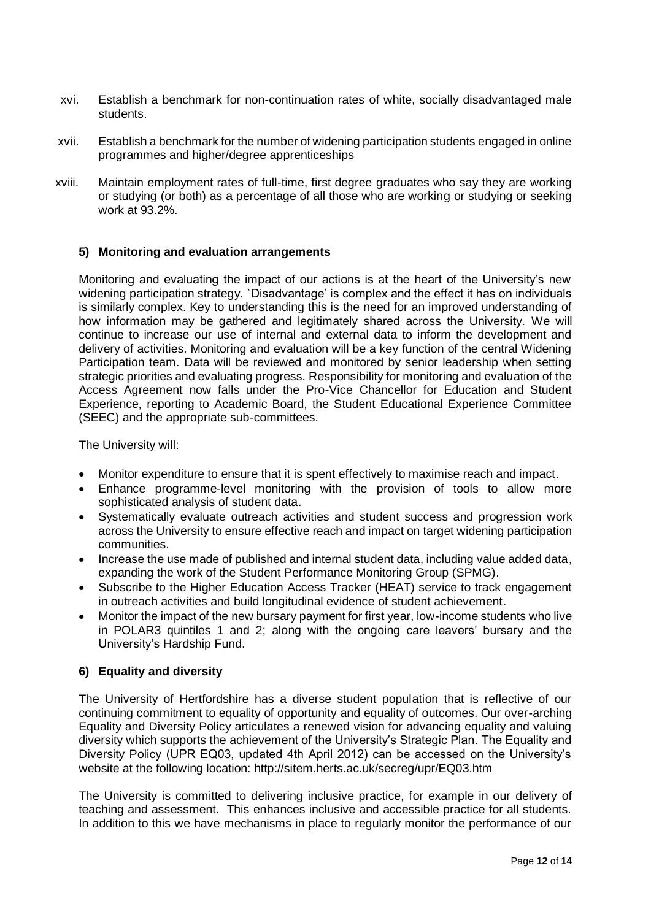xvi. Establish a benchmark for non-continuation rates of white, socially disadvantaged male students.

xvii. Establish a benchmark for the number of widening participation students engaged in online programmes and higher/degree apprenticeships

xviii. Maintain employment rates of full-time, first degree graduates who say they are working or studying (or both) as a percentage of all those who are working or studying or seeking work at 93.2%.

### 5) Monitoring and evaluation arrangements

Monitoring and evaluating the impact of our actions is at the heart of the University's new widening participation strategy. `Disadvantage' is complex and the effect it has on individuals is similarly complex. Key to understanding this is the need for an improved understanding of how information may be gathered and legitimately shared across the University. We will continue to increase our use of internal and external data to inform the development and delivery of activities. Monitoring and evaluation will be a key function of the central Widening Participation team. Data will be reviewed and monitored by senior leadership when setting strategic priorities and evaluating progress. Responsibility for monitoring and evaluation of the Access Agreement now falls under the Pro-Vice Chancellor for Education and Student Experience, reporting to Academic Board, the Student Educational Experience Committee (SEEC) and the appropriate sub-committees.

The University will:

- Monitor expenditure to ensure that it is spent effectively to maximise reach and impact.
- Enhance programme-level monitoring with the provision of tools to allow more sophisticated analysis of student data.
- Systematically evaluate outreach activities and student success and progression work across the University to ensure effective reach and impact on target widening participation communities.
- Increase the use made of published and internal student data, including value added data, expanding the work of the Student Performance Monitoring Group (SPMG).
- Subscribe to the Higher Education Access Tracker (HEAT) service to track engagement in outreach activities and build longitudinal evidence of student achievement.
- Monitor the impact of the new bursary payment for first year, low-income students who live in POLAR3 quintiles 1 and 2; along with the ongoing care leavers' bursary and the University's Hardship Fund.

### 6) Equality and diversity

The University of Hertfordshire has a diverse student population that is reflective of our continuing commitment to equality of opportunity and equality of outcomes. Our over-arching Equality and Diversity Policy articulates a renewed vision for advancing equality and valuing diversity which supports the achievement of the University's Strategic Plan. The Equality and Diversity Policy (UPR EQ03, updated 4th April 2012) can be accessed on the University's website at the following location: http://sitem.herts.ac.uk/secreg/upr/EQ03.htm

The University is committed to delivering inclusive practice, for example in our delivery of teaching and assessment. This enhances inclusive and accessible practice for all students. In addition to this we have mechanisms in place to regularly monitor the performance of our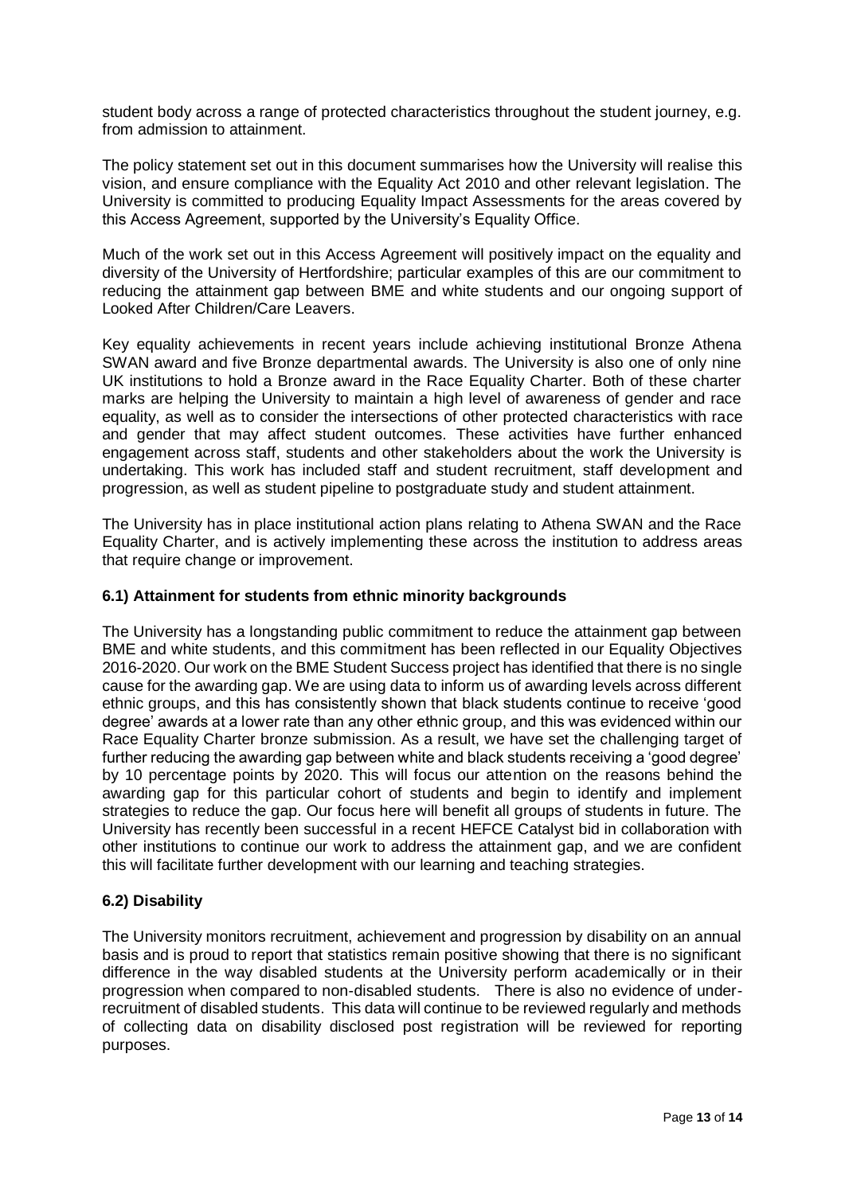student body across a range of protected characteristics throughout the student journey, e.g. from admission to attainment.

The policy statement set out in this document summarises how the University will realise this vision, and ensure compliance with the Equality Act 2010 and other relevant legislation. The University is committed to producing Equality Impact Assessments for the areas covered by this Access Agreement, supported by the University's Equality Office.

Much of the work set out in this Access Agreement will positively impact on the equality and diversity of the University of Hertfordshire; particular examples of this are our commitment to reducing the attainment gap between BME and white students and our ongoing support of Looked After Children/Care Leavers.

Key equality achievements in recent years include achieving institutional Bronze Athena SWAN award and five Bronze departmental awards. The University is also one of only nine UK institutions to hold a Bronze award in the Race Equality Charter. Both of these charter marks are helping the University to maintain a high level of awareness of gender and race equality, as well as to consider the intersections of other protected characteristics with race and gender that may affect student outcomes. These activities have further enhanced engagement across staff, students and other stakeholders about the work the University is undertaking. This work has included staff and student recruitment, staff development and progression, as well as student pipeline to postgraduate study and student attainment.

The University has in place institutional action plans relating to Athena SWAN and the Race Equality Charter, and is actively implementing these across the institution to address areas that require change or improvement.

### 6.1) Attainment for students from ethnic minority backgrounds

The University has a longstanding public commitment to reduce the attainment gap between BME and white students, and this commitment has been reflected in our Equality Objectives 2016-2020. Our work on the BME Student Success project has identified that there is no single cause for the awarding gap. We are using data to inform us of awarding levels across different ethnic groups, and this has consistently shown that black students continue to receive 'good degree' awards at a lower rate than any other ethnic group, and this was evidenced within our Race Equality Charter bronze submission. As a result, we have set the challenging target of further reducing the awarding gap between white and black students receiving a 'good degree' by 10 percentage points by 2020. This will focus our attention on the reasons behind the awarding gap for this particular cohort of students and begin to identify and implement strategies to reduce the gap. Our focus here will benefit all groups of students in future. The University has recently been successful in a recent HEFCE Catalyst bid in collaboration with other institutions to continue our work to address the attainment gap, and we are confident this will facilitate further development with our learning and teaching strategies.

### 6.2) Disability

The University monitors recruitment, achievement and progression by disability on an annual basis and is proud to report that statistics remain positive showing that there is no significant difference in the way disabled students at the University perform academically or in their progression when compared to non-disabled students. There is also no evidence of under-recruitment of disabled students. This data will continue to be reviewed regularly and methods of collecting data on disability disclosed post registration will be reviewed for reporting purposes.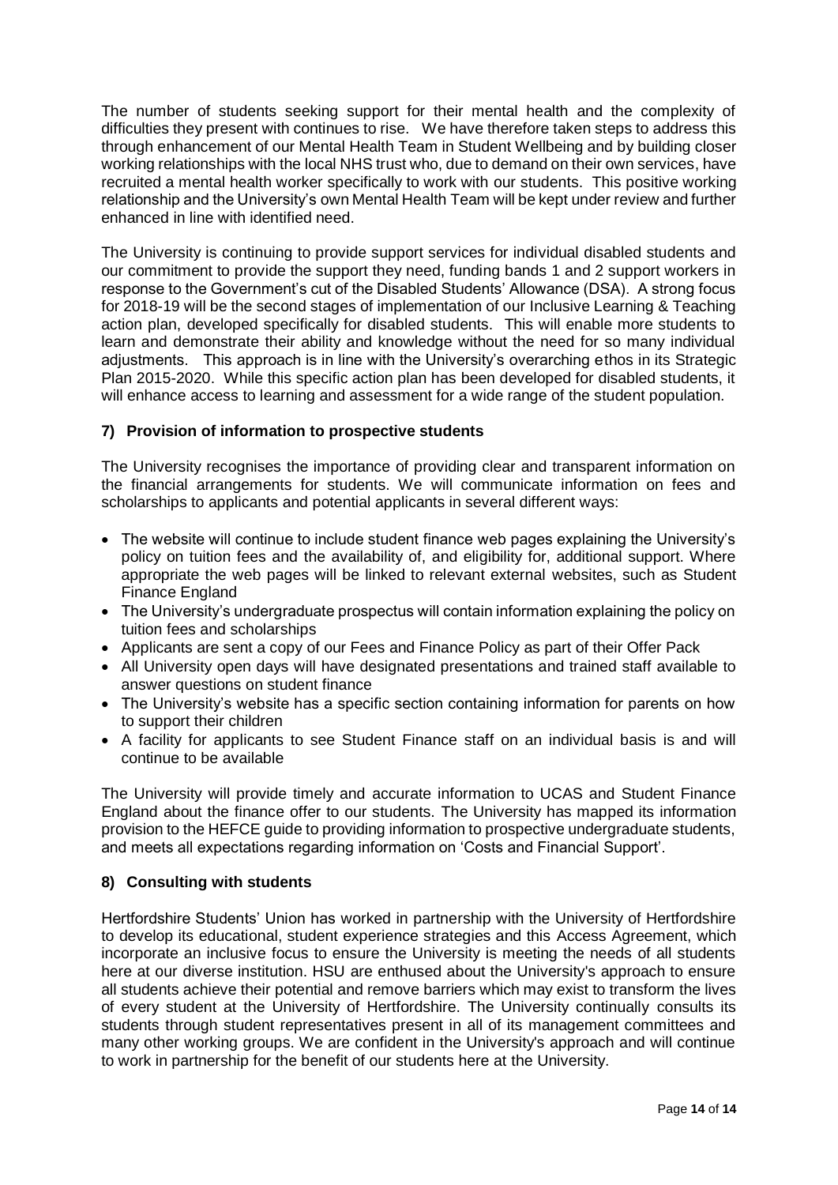The number of students seeking support for their mental health and the complexity of difficulties they present with continues to rise. We have therefore taken steps to address this through enhancement of our Mental Health Team in Student Wellbeing and by building closer working relationships with the local NHS trust who, due to demand on their own services, have recruited a mental health worker specifically to work with our students. This positive working relationship and the University's own Mental Health Team will be kept under review and further enhanced in line with identified need.

The University is continuing to provide support services for individual disabled students and our commitment to provide the support they need, funding bands 1 and 2 support workers in response to the Government's cut of the Disabled Students' Allowance (DSA). A strong focus for 2018-19 will be the second stages of implementation of our Inclusive Learning & Teaching action plan, developed specifically for disabled students. This will enable more students to learn and demonstrate their ability and knowledge without the need for so many individual adjustments. This approach is in line with the University's overarching ethos in its Strategic Plan 2015-2020. While this specific action plan has been developed for disabled students, it will enhance access to learning and assessment for a wide range of the student population.

## 7) Provision of information to prospective students

The University recognises the importance of providing clear and transparent information on the financial arrangements for students. We will communicate information on fees and scholarships to applicants and potential applicants in several different ways:

- The website will continue to include student finance web pages explaining the University's policy on tuition fees and the availability of, and eligibility for, additional support. Where appropriate the web pages will be linked to relevant external websites, such as Student Finance England
- The University's undergraduate prospectus will contain information explaining the policy on tuition fees and scholarships
- Applicants are sent a copy of our Fees and Finance Policy as part of their Offer Pack
- All University open days will have designated presentations and trained staff available to answer questions on student finance
- The University's website has a specific section containing information for parents on how to support their children
- A facility for applicants to see Student Finance staff on an individual basis is and will continue to be available

The University will provide timely and accurate information to UCAS and Student Finance England about the finance offer to our students. The University has mapped its information provision to the HEFCE guide to providing information to prospective undergraduate students, and meets all expectations regarding information on 'Costs and Financial Support'.

## 8) Consulting with students

Hertfordshire Students' Union has worked in partnership with the University of Hertfordshire to develop its educational, student experience strategies and this Access Agreement, which incorporate an inclusive focus to ensure the University is meeting the needs of all students here at our diverse institution. HSU are enthused about the University's approach to ensure all students achieve their potential and remove barriers which may exist to transform the lives of every student at the University of Hertfordshire. The University continually consults its students through student representatives present in all of its management committees and many other working groups. We are confident in the University's approach and will continue to work in partnership for the benefit of our students here at the University.